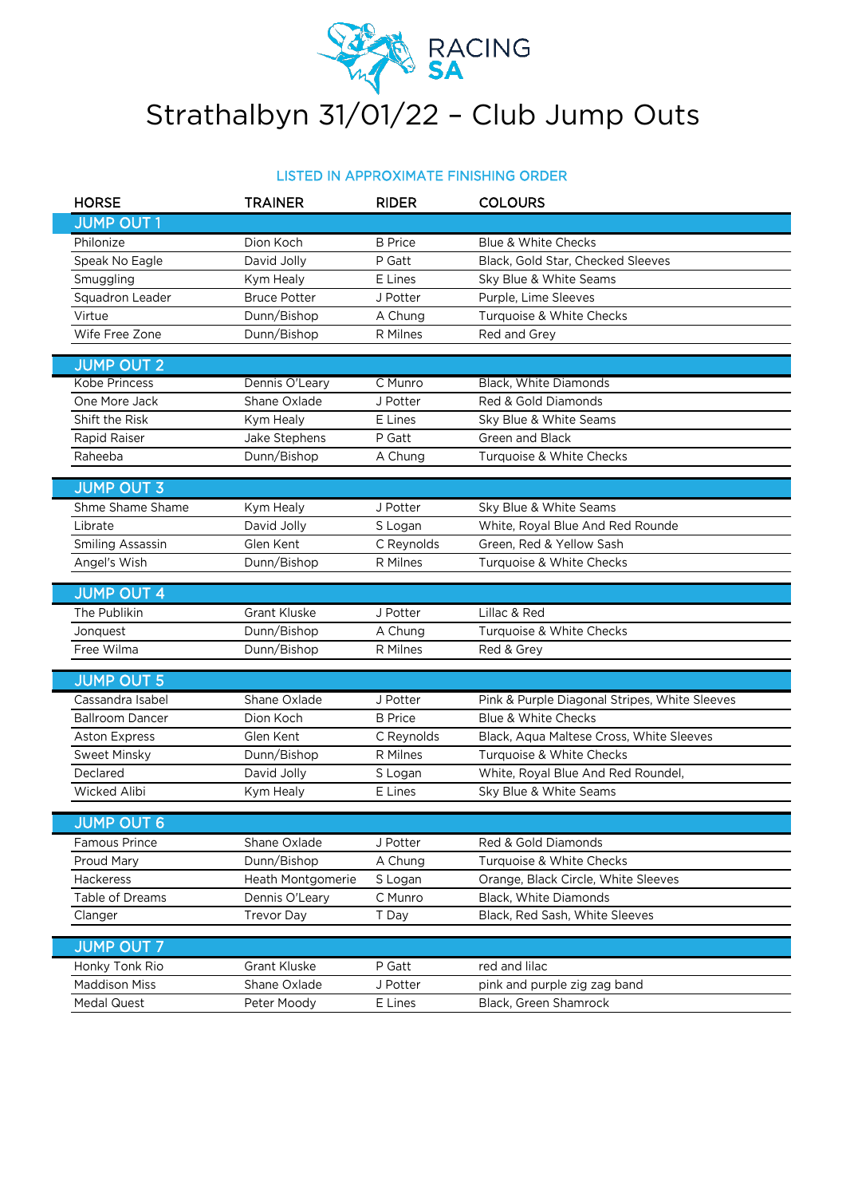# Strathalbyn 31/01/22 – Club Jump Outs

LISTED IN APPROXIMATE FINISHING ORDER

| HORSE | TRAINER | RIDER | COLOURS |
|---|---|---|---|
| **JUMP OUT 1** | | | |
| Philonize | Dion Koch | B Price | Blue & White Checks |
| Speak No Eagle | David Jolly | P Gatt | Black, Gold Star, Checked Sleeves |
| Smuggling | Kym Healy | E Lines | Sky Blue & White Seams |
| Squadron Leader | Bruce Potter | J Potter | Purple, Lime Sleeves |
| Virtue | Dunn/Bishop | A Chung | Turquoise & White Checks |
| Wife Free Zone | Dunn/Bishop | R Milnes | Red and Grey |
| **JUMP OUT 2** | | | |
| Kobe Princess | Dennis O'Leary | C Munro | Black, White Diamonds |
| One More Jack | Shane Oxlade | J Potter | Red & Gold Diamonds |
| Shift the Risk | Kym Healy | E Lines | Sky Blue & White Seams |
| Rapid Raiser | Jake Stephens | P Gatt | Green and Black |
| Raheeba | Dunn/Bishop | A Chung | Turquoise & White Checks |
| **JUMP OUT 3** | | | |
| Shme Shame Shame | Kym Healy | J Potter | Sky Blue & White Seams |
| Librate | David Jolly | S Logan | White, Royal Blue And Red Rounde |
| Smiling Assassin | Glen Kent | C Reynolds | Green, Red & Yellow Sash |
| Angel's Wish | Dunn/Bishop | R Milnes | Turquoise & White Checks |
| **JUMP OUT 4** | | | |
| The Publikin | Grant Kluske | J Potter | Lillac & Red |
| Jonquest | Dunn/Bishop | A Chung | Turquoise & White Checks |
| Free Wilma | Dunn/Bishop | R Milnes | Red & Grey |
| **JUMP OUT 5** | | | |
| Cassandra Isabel | Shane Oxlade | J Potter | Pink & Purple Diagonal Stripes, White Sleeves |
| Ballroom Dancer | Dion Koch | B Price | Blue & White Checks |
| Aston Express | Glen Kent | C Reynolds | Black, Aqua Maltese Cross, White Sleeves |
| Sweet Minsky | Dunn/Bishop | R Milnes | Turquoise & White Checks |
| Declared | David Jolly | S Logan | White, Royal Blue And Red Roundel, |
| Wicked Alibi | Kym Healy | E Lines | Sky Blue & White Seams |
| **JUMP OUT 6** | | | |
| Famous Prince | Shane Oxlade | J Potter | Red & Gold Diamonds |
| Proud Mary | Dunn/Bishop | A Chung | Turquoise & White Checks |
| Hackeress | Heath Montgomerie | S Logan | Orange, Black Circle, White Sleeves |
| Table of Dreams | Dennis O'Leary | C Munro | Black, White Diamonds |
| Clanger | Trevor Day | T Day | Black, Red Sash, White Sleeves |
| **JUMP OUT 7** | | | |
| Honky Tonk Rio | Grant Kluske | P Gatt | red and lilac |
| Maddison Miss | Shane Oxlade | J Potter | pink and purple zig zag band |
| Medal Quest | Peter Moody | E Lines | Black, Green Shamrock |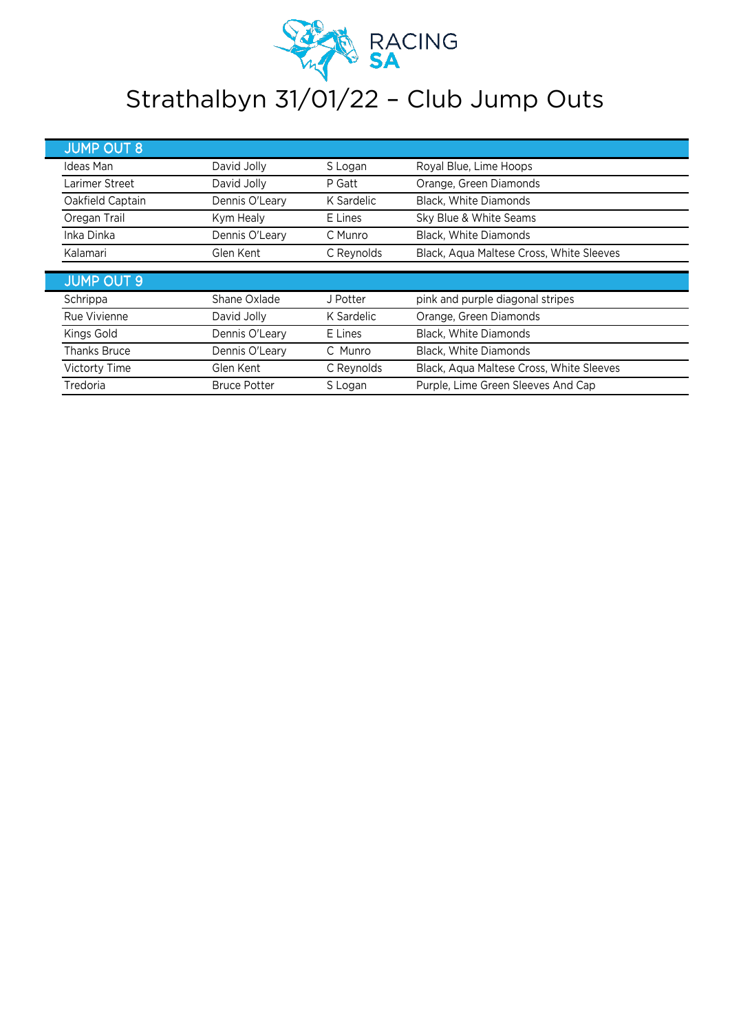# Strathalbyn 31/01/22 – Club Jump Outs

## JUMP OUT 8

| | | | |
|---|---|---|---|
| Ideas Man | David Jolly | S Logan | Royal Blue, Lime Hoops |
| Larimer Street | David Jolly | P Gatt | Orange, Green Diamonds |
| Oakfield Captain | Dennis O'Leary | K Sardelic | Black, White Diamonds |
| Oregan Trail | Kym Healy | E Lines | Sky Blue & White Seams |
| Inka Dinka | Dennis O'Leary | C Munro | Black, White Diamonds |
| Kalamari | Glen Kent | C Reynolds | Black, Aqua Maltese Cross, White Sleeves |

## JUMP OUT 9

| | | | |
|---|---|---|---|
| Schrippa | Shane Oxlade | J Potter | pink and purple diagonal stripes |
| Rue Vivienne | David Jolly | K Sardelic | Orange, Green Diamonds |
| Kings Gold | Dennis O'Leary | E Lines | Black, White Diamonds |
| Thanks Bruce | Dennis O'Leary | C Munro | Black, White Diamonds |
| Victorty Time | Glen Kent | C Reynolds | Black, Aqua Maltese Cross, White Sleeves |
| Tredoria | Bruce Potter | S Logan | Purple, Lime Green Sleeves And Cap |